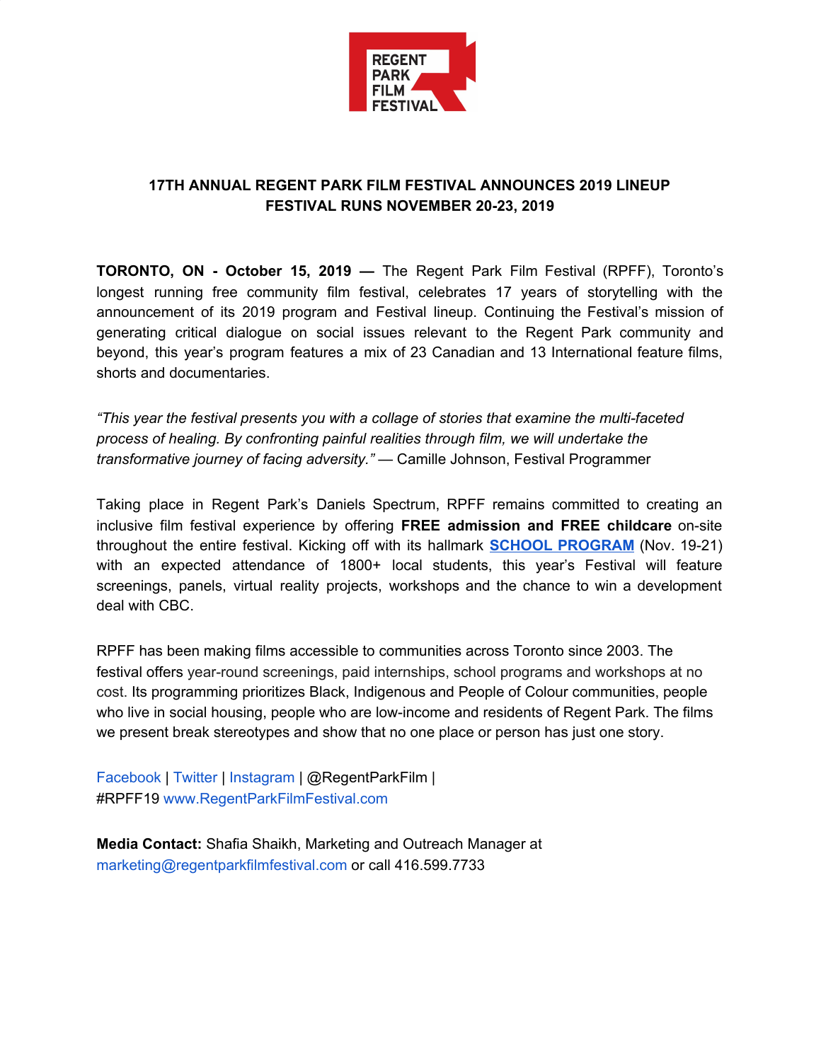REGENT PARK FILM FESTIVAL

# 17TH ANNUAL REGENT PARK FILM FESTIVAL ANNOUNCES 2019 LINEUP
## FESTIVAL RUNS NOVEMBER 20-23, 2019

**TORONTO, ON - October 15, 2019 —** The Regent Park Film Festival (RPFF), Toronto's longest running free community film festival, celebrates 17 years of storytelling with the announcement of its 2019 program and Festival lineup. Continuing the Festival's mission of generating critical dialogue on social issues relevant to the Regent Park community and beyond, this year's program features a mix of 23 Canadian and 13 International feature films, shorts and documentaries.

*"This year the festival presents you with a collage of stories that examine the multi-faceted process of healing. By confronting painful realities through film, we will undertake the transformative journey of facing adversity."* — Camille Johnson, Festival Programmer

Taking place in Regent Park's Daniels Spectrum, RPFF remains committed to creating an inclusive film festival experience by offering **FREE admission and FREE childcare** on-site throughout the entire festival. Kicking off with its hallmark **SCHOOL PROGRAM** (Nov. 19-21) with an expected attendance of 1800+ local students, this year's Festival will feature screenings, panels, virtual reality projects, workshops and the chance to win a development deal with CBC.

RPFF has been making films accessible to communities across Toronto since 2003. The festival offers year-round screenings, paid internships, school programs and workshops at no cost. Its programming prioritizes Black, Indigenous and People of Colour communities, people who live in social housing, people who are low-income and residents of Regent Park. The films we present break stereotypes and show that no one place or person has just one story.

Facebook | Twitter | Instagram | @RegentParkFilm | #RPFF19 www.RegentParkFilmFestival.com

**Media Contact:** Shafia Shaikh, Marketing and Outreach Manager at marketing@regentparkfilmfestival.com or call 416.599.7733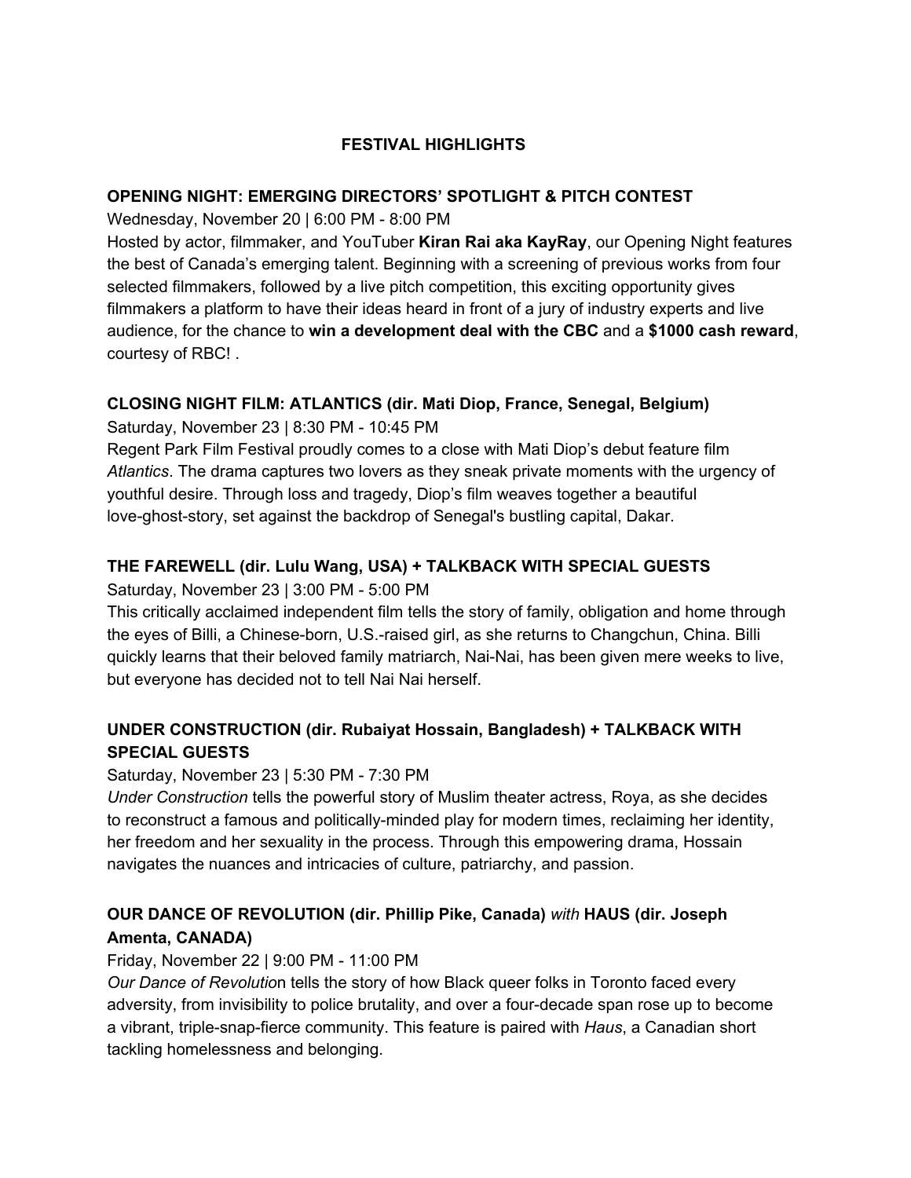# FESTIVAL HIGHLIGHTS

## OPENING NIGHT: EMERGING DIRECTORS' SPOTLIGHT & PITCH CONTEST

Wednesday, November 20 | 6:00 PM - 8:00 PM

Hosted by actor, filmmaker, and YouTuber **Kiran Rai aka KayRay**, our Opening Night features the best of Canada's emerging talent. Beginning with a screening of previous works from four selected filmmakers, followed by a live pitch competition, this exciting opportunity gives filmmakers a platform to have their ideas heard in front of a jury of industry experts and live audience, for the chance to **win a development deal with the CBC** and a **$1000 cash reward**, courtesy of RBC! .

## CLOSING NIGHT FILM: ATLANTICS (dir. Mati Diop, France, Senegal, Belgium)

Saturday, November 23 | 8:30 PM - 10:45 PM

Regent Park Film Festival proudly comes to a close with Mati Diop's debut feature film *Atlantics*. The drama captures two lovers as they sneak private moments with the urgency of youthful desire. Through loss and tragedy, Diop's film weaves together a beautiful love-ghost-story, set against the backdrop of Senegal's bustling capital, Dakar.

## THE FAREWELL (dir. Lulu Wang, USA) + TALKBACK WITH SPECIAL GUESTS

Saturday, November 23 | 3:00 PM - 5:00 PM

This critically acclaimed independent film tells the story of family, obligation and home through the eyes of Billi, a Chinese-born, U.S.-raised girl, as she returns to Changchun, China. Billi quickly learns that their beloved family matriarch, Nai-Nai, has been given mere weeks to live, but everyone has decided not to tell Nai Nai herself.

## UNDER CONSTRUCTION (dir. Rubaiyat Hossain, Bangladesh) + TALKBACK WITH SPECIAL GUESTS

Saturday, November 23 | 5:30 PM - 7:30 PM

*Under Construction* tells the powerful story of Muslim theater actress, Roya, as she decides to reconstruct a famous and politically-minded play for modern times, reclaiming her identity, her freedom and her sexuality in the process. Through this empowering drama, Hossain navigates the nuances and intricacies of culture, patriarchy, and passion.

## OUR DANCE OF REVOLUTION (dir. Phillip Pike, Canada) *with* HAUS (dir. Joseph Amenta, CANADA)

Friday, November 22 | 9:00 PM - 11:00 PM

*Our Dance of Revolutio*n tells the story of how Black queer folks in Toronto faced every adversity, from invisibility to police brutality, and over a four-decade span rose up to become a vibrant, triple-snap-fierce community. This feature is paired with *Haus*, a Canadian short tackling homelessness and belonging.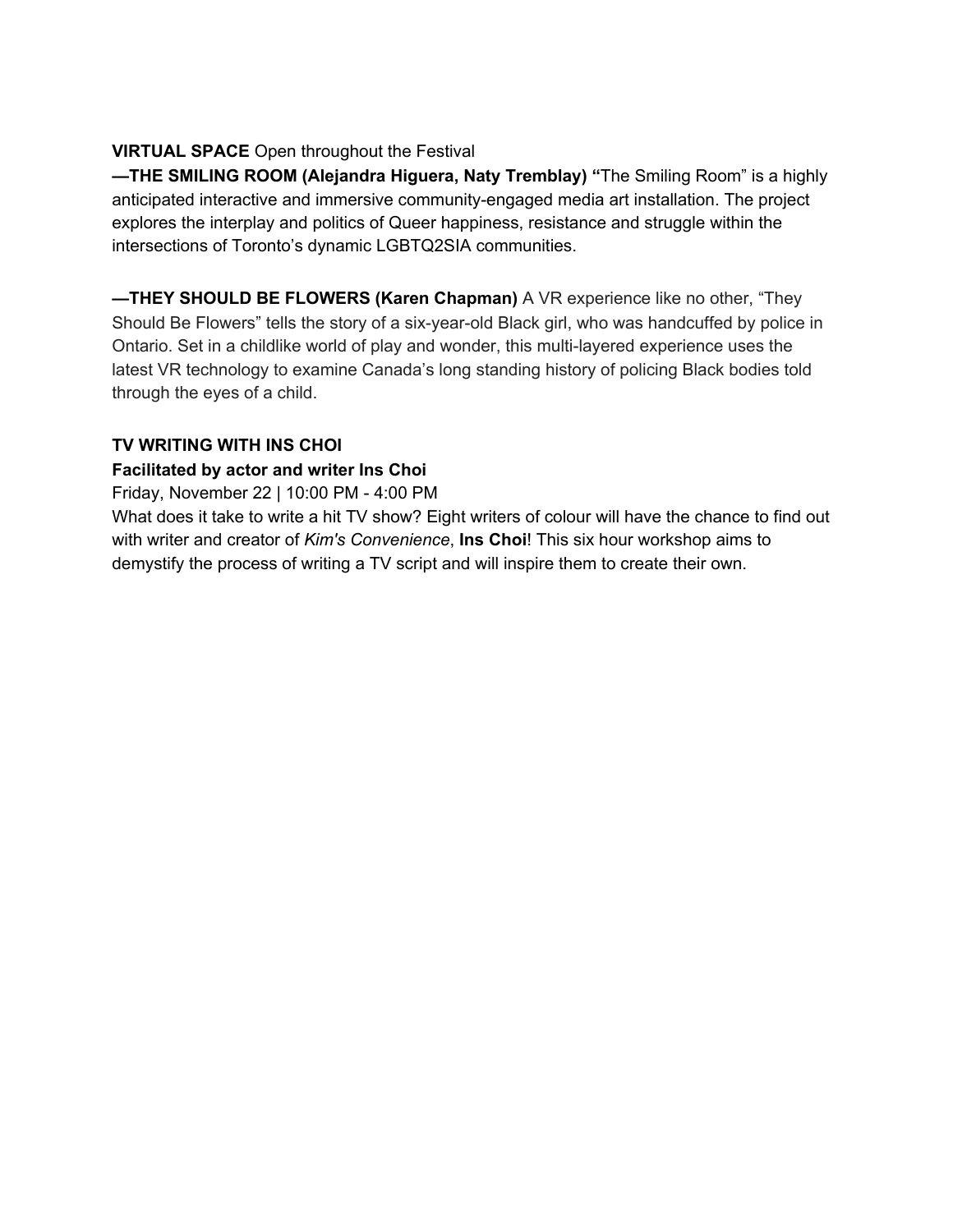**VIRTUAL SPACE** Open throughout the Festival

**—THE SMILING ROOM (Alejandra Higuera, Naty Tremblay) "**The Smiling Room" is a highly anticipated interactive and immersive community-engaged media art installation. The project explores the interplay and politics of Queer happiness, resistance and struggle within the intersections of Toronto's dynamic LGBTQ2SIA communities.

**—THEY SHOULD BE FLOWERS (Karen Chapman)** A VR experience like no other, "They Should Be Flowers" tells the story of a six-year-old Black girl, who was handcuffed by police in Ontario. Set in a childlike world of play and wonder, this multi-layered experience uses the latest VR technology to examine Canada's long standing history of policing Black bodies told through the eyes of a child.

**TV WRITING WITH INS CHOI**

**Facilitated by actor and writer Ins Choi**

Friday, November 22 | 10:00 PM - 4:00 PM

What does it take to write a hit TV show? Eight writers of colour will have the chance to find out with writer and creator of *Kim's Convenience*, **Ins Choi**! This six hour workshop aims to demystify the process of writing a TV script and will inspire them to create their own.